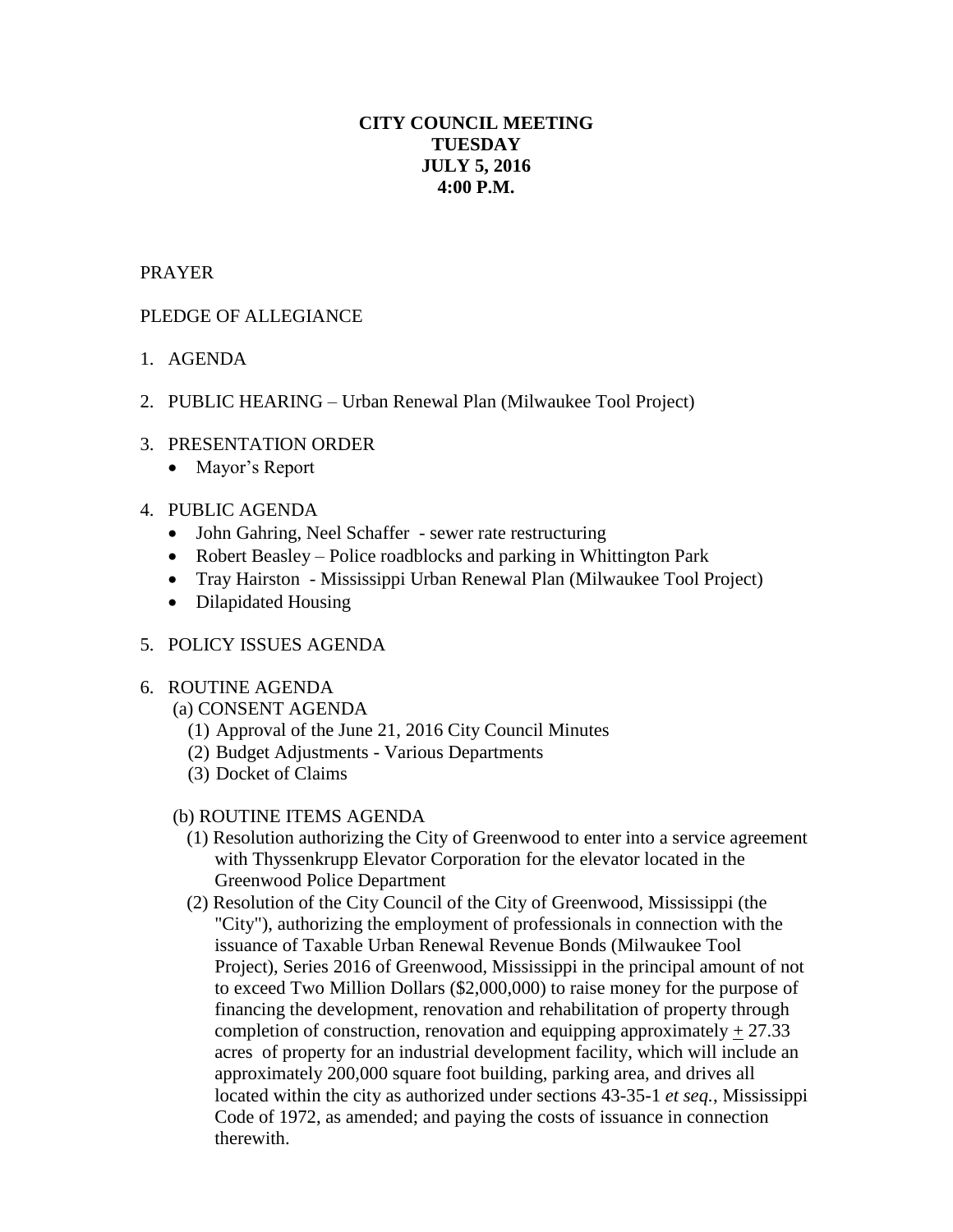# CITY COUNCIL MEETING
# TUESDAY
# JULY 5, 2016
# 4:00 P.M.

PRAYER

PLEDGE OF ALLEGIANCE

1. AGENDA

2. PUBLIC HEARING – Urban Renewal Plan (Milwaukee Tool Project)

3. PRESENTATION ORDER
   - Mayor's Report

4. PUBLIC AGENDA
   - John Gahring, Neel Schaffer - sewer rate restructuring
   - Robert Beasley – Police roadblocks and parking in Whittington Park
   - Tray Hairston - Mississippi Urban Renewal Plan (Milwaukee Tool Project)
   - Dilapidated Housing

5. POLICY ISSUES AGENDA

6. ROUTINE AGENDA

   (a) CONSENT AGENDA

   (1) Approval of the June 21, 2016 City Council Minutes
   (2) Budget Adjustments - Various Departments
   (3) Docket of Claims

   (b) ROUTINE ITEMS AGENDA

   (1) Resolution authorizing the City of Greenwood to enter into a service agreement with Thyssenkrupp Elevator Corporation for the elevator located in the Greenwood Police Department
   (2) Resolution of the City Council of the City of Greenwood, Mississippi (the "City"), authorizing the employment of professionals in connection with the issuance of Taxable Urban Renewal Revenue Bonds (Milwaukee Tool Project), Series 2016 of Greenwood, Mississippi in the principal amount of not to exceed Two Million Dollars ($2,000,000) to raise money for the purpose of financing the development, renovation and rehabilitation of property through completion of construction, renovation and equipping approximately ± 27.33 acres of property for an industrial development facility, which will include an approximately 200,000 square foot building, parking area, and drives all located within the city as authorized under sections 43-35-1 *et seq.*, Mississippi Code of 1972, as amended; and paying the costs of issuance in connection therewith.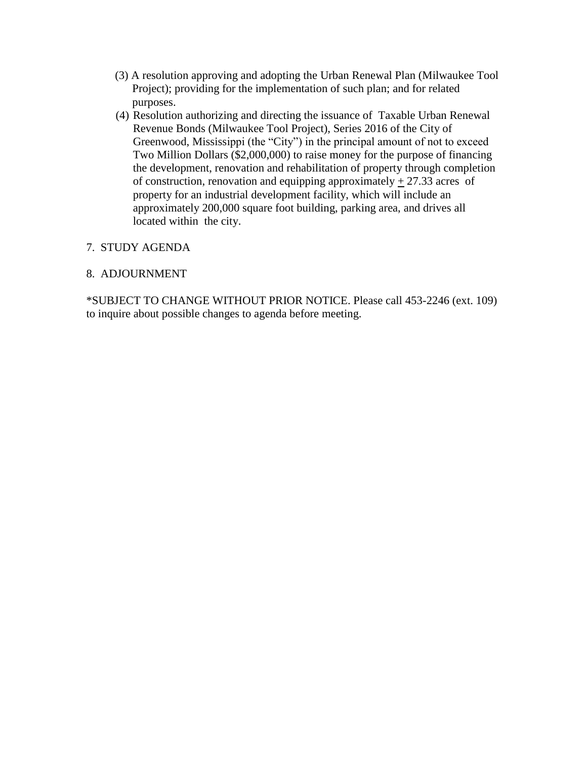(3) A resolution approving and adopting the Urban Renewal Plan (Milwaukee Tool Project); providing for the implementation of such plan; and for related purposes.

(4) Resolution authorizing and directing the issuance of Taxable Urban Renewal Revenue Bonds (Milwaukee Tool Project), Series 2016 of the City of Greenwood, Mississippi (the "City") in the principal amount of not to exceed Two Million Dollars ($2,000,000) to raise money for the purpose of financing the development, renovation and rehabilitation of property through completion of construction, renovation and equipping approximately ± 27.33 acres of property for an industrial development facility, which will include an approximately 200,000 square foot building, parking area, and drives all located within the city.

7. STUDY AGENDA

8. ADJOURNMENT

*SUBJECT TO CHANGE WITHOUT PRIOR NOTICE. Please call 453-2246 (ext. 109) to inquire about possible changes to agenda before meeting.